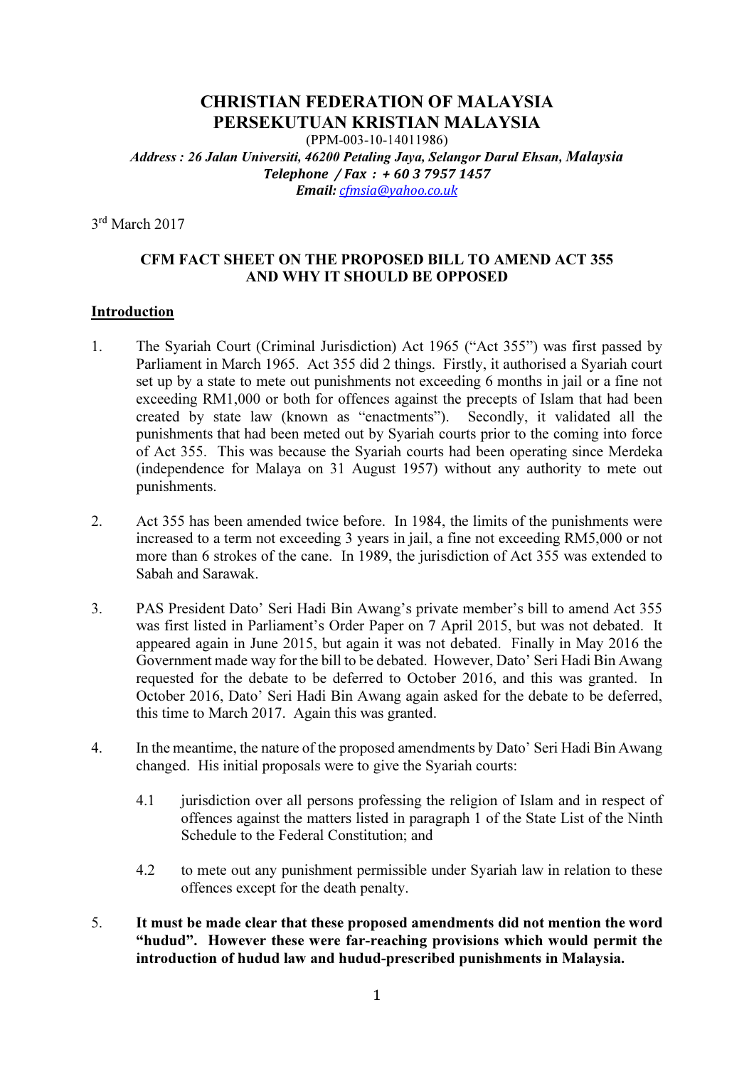# CHRISTIAN FEDERATION OF MALAYSIA
# PERSEKUTUAN KRISTIAN MALAYSIA

(PPM-003-10-14011986)

***Address : 26 Jalan Universiti, 46200 Petaling Jaya, Selangor Darul Ehsan, Malaysia***
***Telephone / Fax : + 60 3 7957 1457***
***Email: cfmsia@yahoo.co.uk***

3rd March 2017

## CFM FACT SHEET ON THE PROPOSED BILL TO AMEND ACT 355 AND WHY IT SHOULD BE OPPOSED

### Introduction

1. The Syariah Court (Criminal Jurisdiction) Act 1965 ("Act 355") was first passed by Parliament in March 1965. Act 355 did 2 things. Firstly, it authorised a Syariah court set up by a state to mete out punishments not exceeding 6 months in jail or a fine not exceeding RM1,000 or both for offences against the precepts of Islam that had been created by state law (known as "enactments"). Secondly, it validated all the punishments that had been meted out by Syariah courts prior to the coming into force of Act 355. This was because the Syariah courts had been operating since Merdeka (independence for Malaya on 31 August 1957) without any authority to mete out punishments.

2. Act 355 has been amended twice before. In 1984, the limits of the punishments were increased to a term not exceeding 3 years in jail, a fine not exceeding RM5,000 or not more than 6 strokes of the cane. In 1989, the jurisdiction of Act 355 was extended to Sabah and Sarawak.

3. PAS President Dato' Seri Hadi Bin Awang's private member's bill to amend Act 355 was first listed in Parliament's Order Paper on 7 April 2015, but was not debated. It appeared again in June 2015, but again it was not debated. Finally in May 2016 the Government made way for the bill to be debated. However, Dato' Seri Hadi Bin Awang requested for the debate to be deferred to October 2016, and this was granted. In October 2016, Dato' Seri Hadi Bin Awang again asked for the debate to be deferred, this time to March 2017. Again this was granted.

4. In the meantime, the nature of the proposed amendments by Dato' Seri Hadi Bin Awang changed. His initial proposals were to give the Syariah courts:

   4.1 jurisdiction over all persons professing the religion of Islam and in respect of offences against the matters listed in paragraph 1 of the State List of the Ninth Schedule to the Federal Constitution; and

   4.2 to mete out any punishment permissible under Syariah law in relation to these offences except for the death penalty.

5. **It must be made clear that these proposed amendments did not mention the word "hudud". However these were far-reaching provisions which would permit the introduction of hudud law and hudud-prescribed punishments in Malaysia.**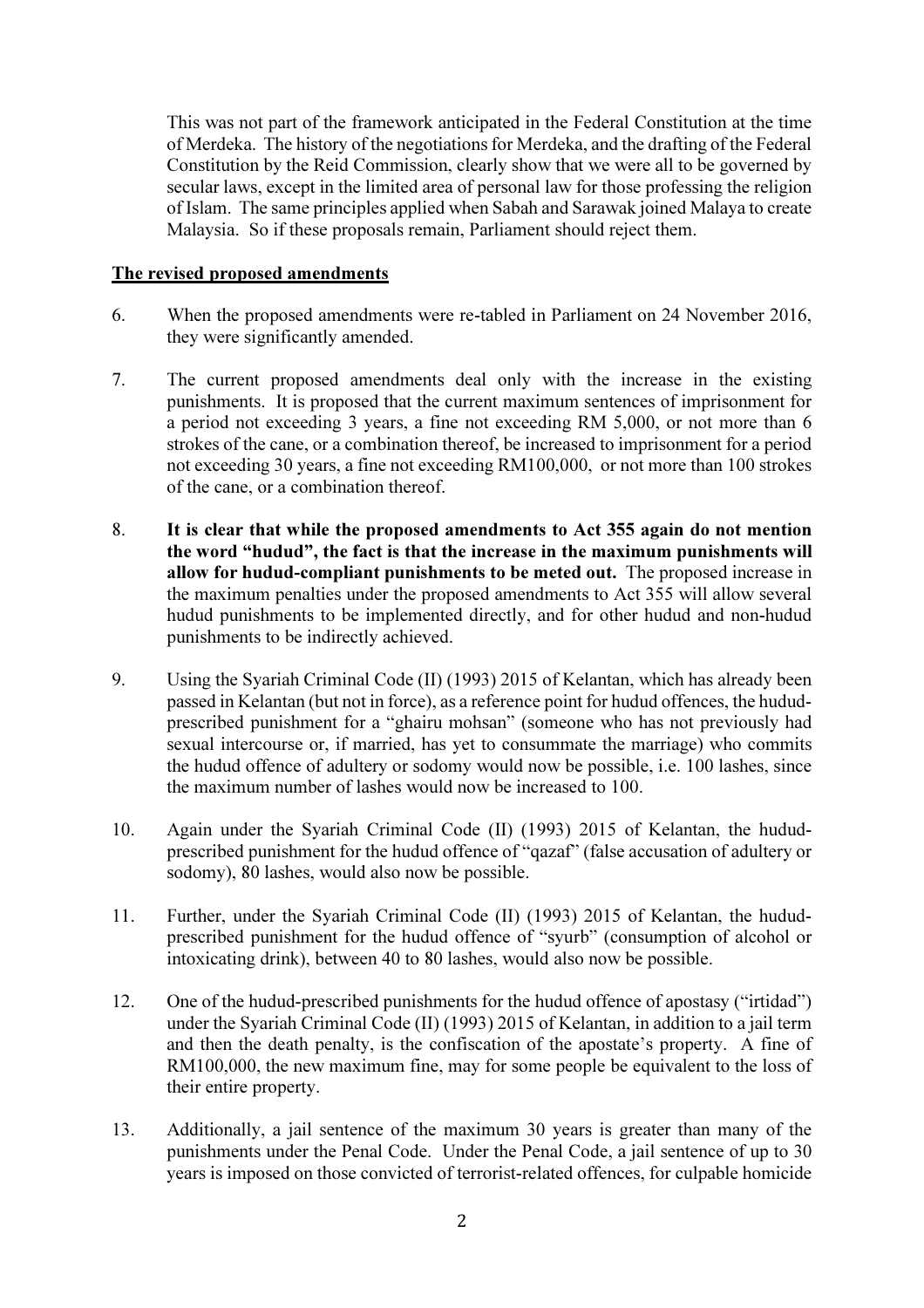This was not part of the framework anticipated in the Federal Constitution at the time of Merdeka. The history of the negotiations for Merdeka, and the drafting of the Federal Constitution by the Reid Commission, clearly show that we were all to be governed by secular laws, except in the limited area of personal law for those professing the religion of Islam. The same principles applied when Sabah and Sarawak joined Malaya to create Malaysia. So if these proposals remain, Parliament should reject them.

## The revised proposed amendments

6. When the proposed amendments were re-tabled in Parliament on 24 November 2016, they were significantly amended.

7. The current proposed amendments deal only with the increase in the existing punishments. It is proposed that the current maximum sentences of imprisonment for a period not exceeding 3 years, a fine not exceeding RM 5,000, or not more than 6 strokes of the cane, or a combination thereof, be increased to imprisonment for a period not exceeding 30 years, a fine not exceeding RM100,000, or not more than 100 strokes of the cane, or a combination thereof.

8. **It is clear that while the proposed amendments to Act 355 again do not mention the word "hudud", the fact is that the increase in the maximum punishments will allow for hudud-compliant punishments to be meted out.** The proposed increase in the maximum penalties under the proposed amendments to Act 355 will allow several hudud punishments to be implemented directly, and for other hudud and non-hudud punishments to be indirectly achieved.

9. Using the Syariah Criminal Code (II) (1993) 2015 of Kelantan, which has already been passed in Kelantan (but not in force), as a reference point for hudud offences, the hudud-prescribed punishment for a "ghairu mohsan" (someone who has not previously had sexual intercourse or, if married, has yet to consummate the marriage) who commits the hudud offence of adultery or sodomy would now be possible, i.e. 100 lashes, since the maximum number of lashes would now be increased to 100.

10. Again under the Syariah Criminal Code (II) (1993) 2015 of Kelantan, the hudud-prescribed punishment for the hudud offence of "qazaf" (false accusation of adultery or sodomy), 80 lashes, would also now be possible.

11. Further, under the Syariah Criminal Code (II) (1993) 2015 of Kelantan, the hudud-prescribed punishment for the hudud offence of "syurb" (consumption of alcohol or intoxicating drink), between 40 to 80 lashes, would also now be possible.

12. One of the hudud-prescribed punishments for the hudud offence of apostasy ("irtidad") under the Syariah Criminal Code (II) (1993) 2015 of Kelantan, in addition to a jail term and then the death penalty, is the confiscation of the apostate's property. A fine of RM100,000, the new maximum fine, may for some people be equivalent to the loss of their entire property.

13. Additionally, a jail sentence of the maximum 30 years is greater than many of the punishments under the Penal Code. Under the Penal Code, a jail sentence of up to 30 years is imposed on those convicted of terrorist-related offences, for culpable homicide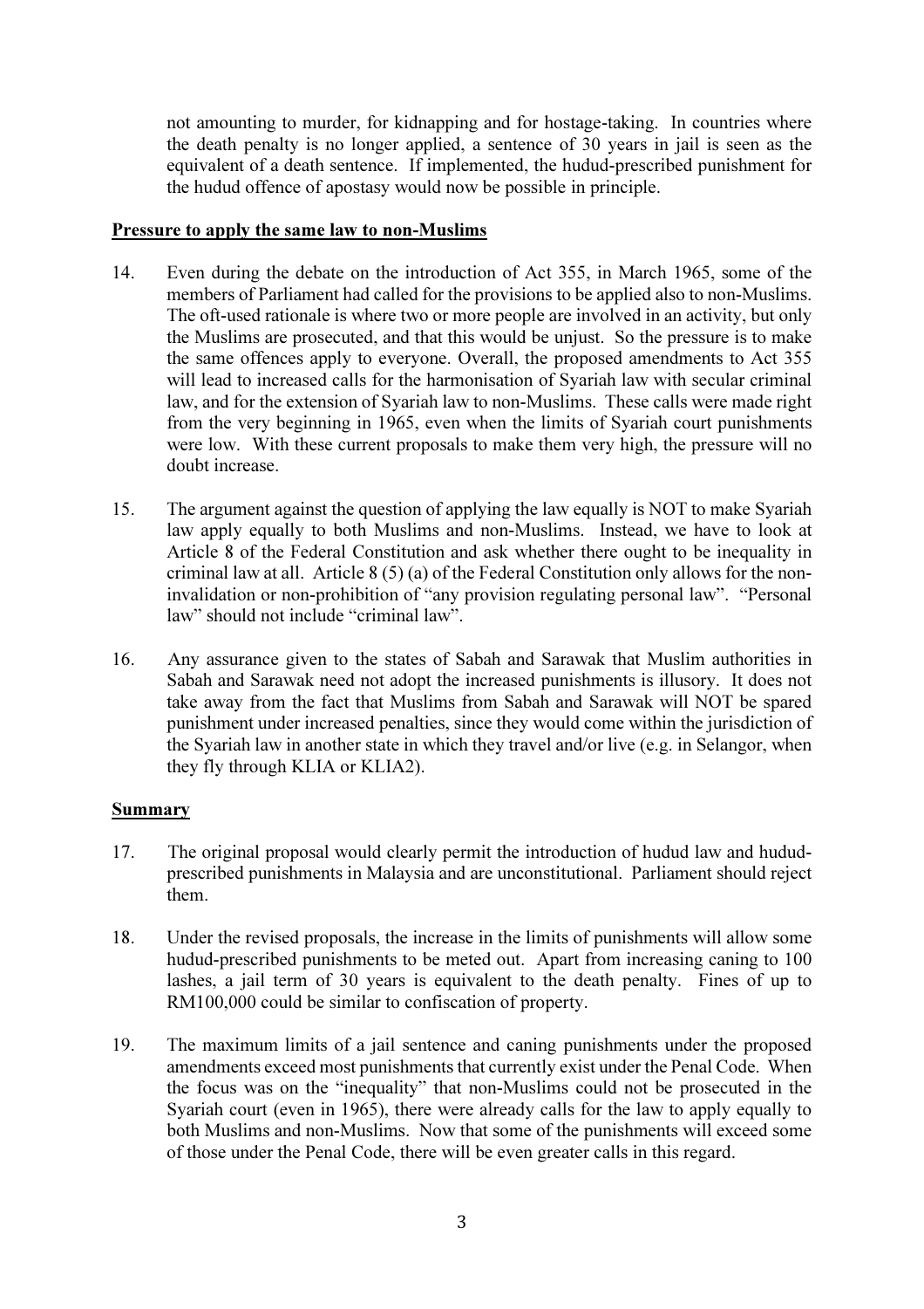not amounting to murder, for kidnapping and for hostage-taking. In countries where the death penalty is no longer applied, a sentence of 30 years in jail is seen as the equivalent of a death sentence. If implemented, the hudud-prescribed punishment for the hudud offence of apostasy would now be possible in principle.

**Pressure to apply the same law to non-Muslims**

14. Even during the debate on the introduction of Act 355, in March 1965, some of the members of Parliament had called for the provisions to be applied also to non-Muslims. The oft-used rationale is where two or more people are involved in an activity, but only the Muslims are prosecuted, and that this would be unjust. So the pressure is to make the same offences apply to everyone. Overall, the proposed amendments to Act 355 will lead to increased calls for the harmonisation of Syariah law with secular criminal law, and for the extension of Syariah law to non-Muslims. These calls were made right from the very beginning in 1965, even when the limits of Syariah court punishments were low. With these current proposals to make them very high, the pressure will no doubt increase.

15. The argument against the question of applying the law equally is NOT to make Syariah law apply equally to both Muslims and non-Muslims. Instead, we have to look at Article 8 of the Federal Constitution and ask whether there ought to be inequality in criminal law at all. Article 8 (5) (a) of the Federal Constitution only allows for the non-invalidation or non-prohibition of "any provision regulating personal law". "Personal law" should not include "criminal law".

16. Any assurance given to the states of Sabah and Sarawak that Muslim authorities in Sabah and Sarawak need not adopt the increased punishments is illusory. It does not take away from the fact that Muslims from Sabah and Sarawak will NOT be spared punishment under increased penalties, since they would come within the jurisdiction of the Syariah law in another state in which they travel and/or live (e.g. in Selangor, when they fly through KLIA or KLIA2).

**Summary**

17. The original proposal would clearly permit the introduction of hudud law and hudud-prescribed punishments in Malaysia and are unconstitutional. Parliament should reject them.

18. Under the revised proposals, the increase in the limits of punishments will allow some hudud-prescribed punishments to be meted out. Apart from increasing caning to 100 lashes, a jail term of 30 years is equivalent to the death penalty. Fines of up to RM100,000 could be similar to confiscation of property.

19. The maximum limits of a jail sentence and caning punishments under the proposed amendments exceed most punishments that currently exist under the Penal Code. When the focus was on the "inequality" that non-Muslims could not be prosecuted in the Syariah court (even in 1965), there were already calls for the law to apply equally to both Muslims and non-Muslims. Now that some of the punishments will exceed some of those under the Penal Code, there will be even greater calls in this regard.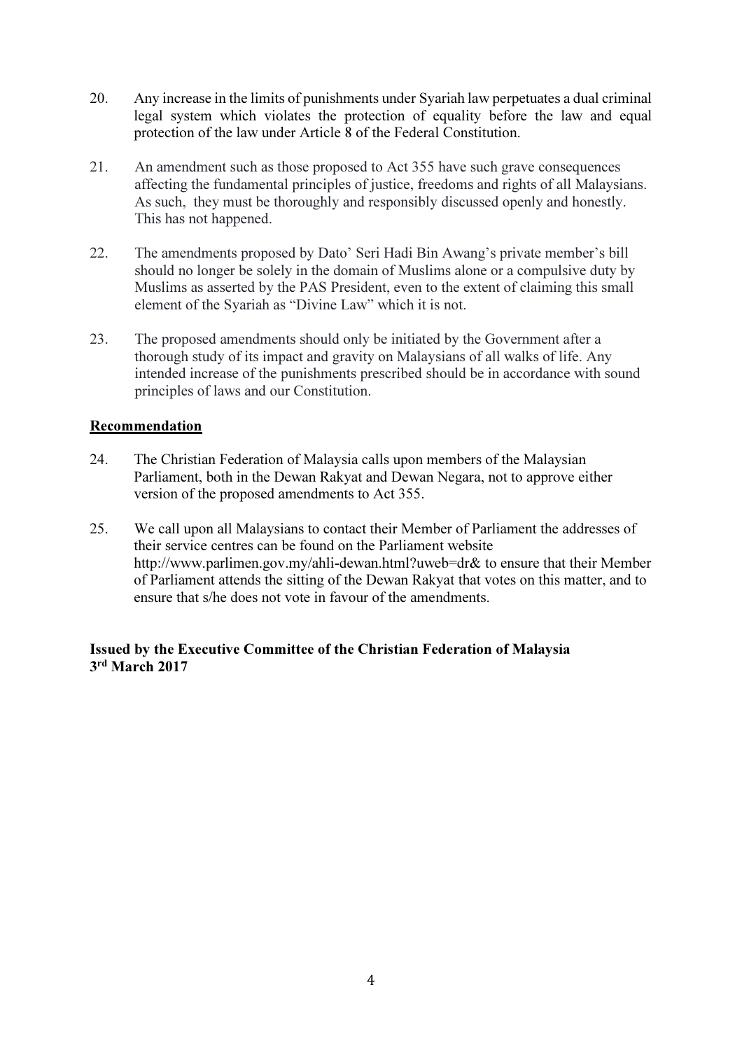20. Any increase in the limits of punishments under Syariah law perpetuates a dual criminal legal system which violates the protection of equality before the law and equal protection of the law under Article 8 of the Federal Constitution.

21. An amendment such as those proposed to Act 355 have such grave consequences affecting the fundamental principles of justice, freedoms and rights of all Malaysians. As such, they must be thoroughly and responsibly discussed openly and honestly. This has not happened.

22. The amendments proposed by Dato' Seri Hadi Bin Awang's private member's bill should no longer be solely in the domain of Muslims alone or a compulsive duty by Muslims as asserted by the PAS President, even to the extent of claiming this small element of the Syariah as "Divine Law" which it is not.

23. The proposed amendments should only be initiated by the Government after a thorough study of its impact and gravity on Malaysians of all walks of life. Any intended increase of the punishments prescribed should be in accordance with sound principles of laws and our Constitution.

## Recommendation

24. The Christian Federation of Malaysia calls upon members of the Malaysian Parliament, both in the Dewan Rakyat and Dewan Negara, not to approve either version of the proposed amendments to Act 355.

25. We call upon all Malaysians to contact their Member of Parliament the addresses of their service centres can be found on the Parliament website http://www.parlimen.gov.my/ahli-dewan.html?uweb=dr& to ensure that their Member of Parliament attends the sitting of the Dewan Rakyat that votes on this matter, and to ensure that s/he does not vote in favour of the amendments.

**Issued by the Executive Committee of the Christian Federation of Malaysia**
**3rd March 2017**